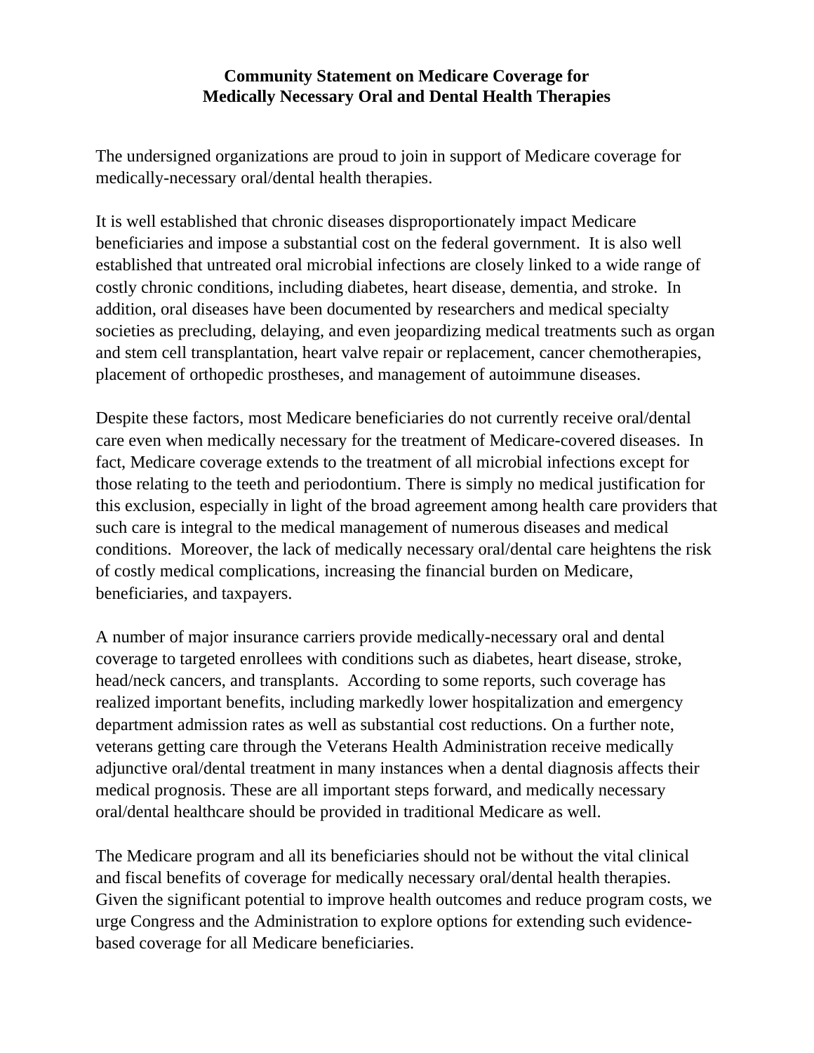# Community Statement on Medicare Coverage for Medically Necessary Oral and Dental Health Therapies

The undersigned organizations are proud to join in support of Medicare coverage for medically-necessary oral/dental health therapies.

It is well established that chronic diseases disproportionately impact Medicare beneficiaries and impose a substantial cost on the federal government. It is also well established that untreated oral microbial infections are closely linked to a wide range of costly chronic conditions, including diabetes, heart disease, dementia, and stroke. In addition, oral diseases have been documented by researchers and medical specialty societies as precluding, delaying, and even jeopardizing medical treatments such as organ and stem cell transplantation, heart valve repair or replacement, cancer chemotherapies, placement of orthopedic prostheses, and management of autoimmune diseases.

Despite these factors, most Medicare beneficiaries do not currently receive oral/dental care even when medically necessary for the treatment of Medicare-covered diseases. In fact, Medicare coverage extends to the treatment of all microbial infections except for those relating to the teeth and periodontium. There is simply no medical justification for this exclusion, especially in light of the broad agreement among health care providers that such care is integral to the medical management of numerous diseases and medical conditions. Moreover, the lack of medically necessary oral/dental care heightens the risk of costly medical complications, increasing the financial burden on Medicare, beneficiaries, and taxpayers.

A number of major insurance carriers provide medically-necessary oral and dental coverage to targeted enrollees with conditions such as diabetes, heart disease, stroke, head/neck cancers, and transplants. According to some reports, such coverage has realized important benefits, including markedly lower hospitalization and emergency department admission rates as well as substantial cost reductions. On a further note, veterans getting care through the Veterans Health Administration receive medically adjunctive oral/dental treatment in many instances when a dental diagnosis affects their medical prognosis. These are all important steps forward, and medically necessary oral/dental healthcare should be provided in traditional Medicare as well.

The Medicare program and all its beneficiaries should not be without the vital clinical and fiscal benefits of coverage for medically necessary oral/dental health therapies. Given the significant potential to improve health outcomes and reduce program costs, we urge Congress and the Administration to explore options for extending such evidence-based coverage for all Medicare beneficiaries.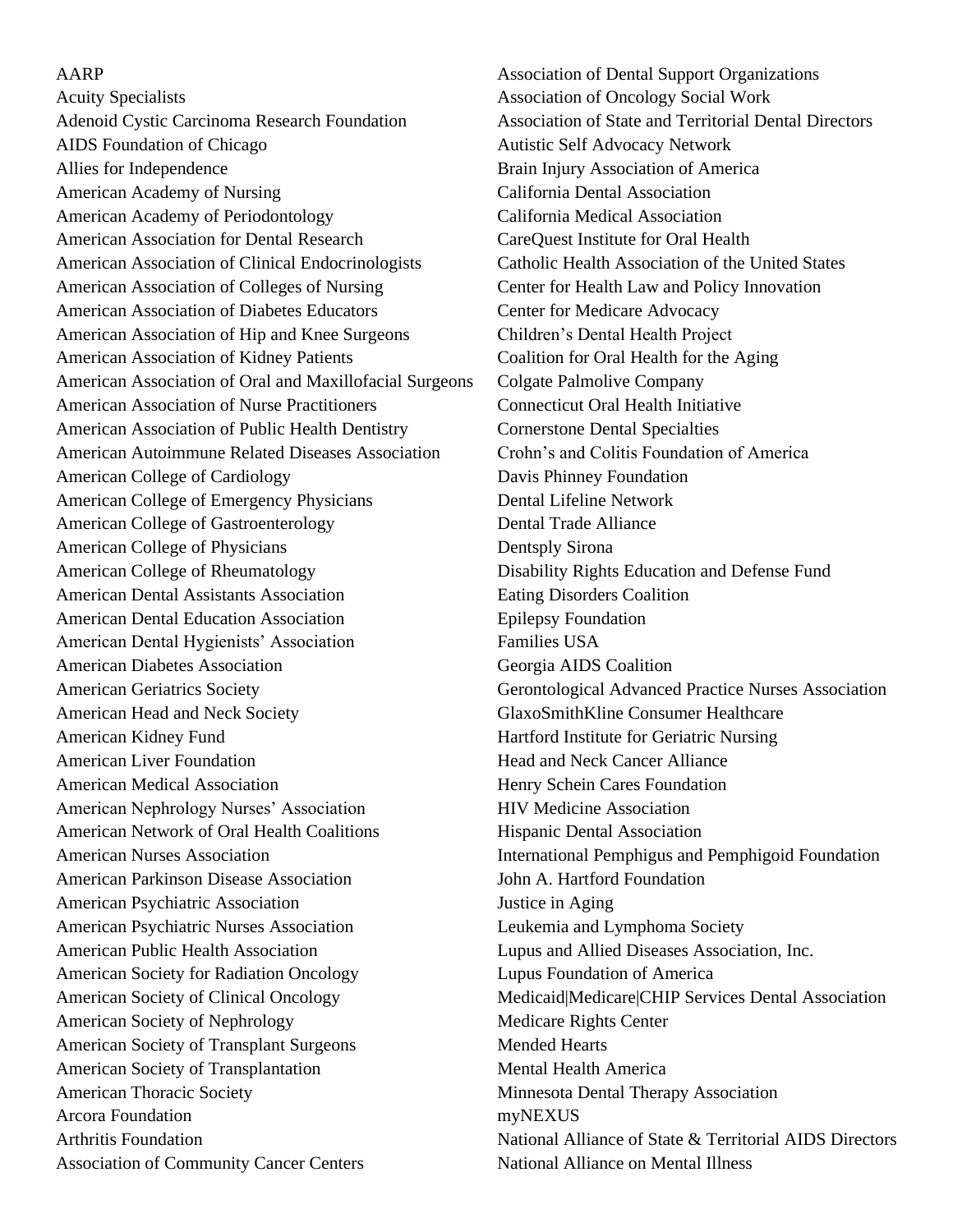AARP
Acuity Specialists
Adenoid Cystic Carcinoma Research Foundation
AIDS Foundation of Chicago
Allies for Independence
American Academy of Nursing
American Academy of Periodontology
American Association for Dental Research
American Association of Clinical Endocrinologists
American Association of Colleges of Nursing
American Association of Diabetes Educators
American Association of Hip and Knee Surgeons
American Association of Kidney Patients
American Association of Oral and Maxillofacial Surgeons
American Association of Nurse Practitioners
American Association of Public Health Dentistry
American Autoimmune Related Diseases Association
American College of Cardiology
American College of Emergency Physicians
American College of Gastroenterology
American College of Physicians
American College of Rheumatology
American Dental Assistants Association
American Dental Education Association
American Dental Hygienists' Association
American Diabetes Association
American Geriatrics Society
American Head and Neck Society
American Kidney Fund
American Liver Foundation
American Medical Association
American Nephrology Nurses' Association
American Network of Oral Health Coalitions
American Nurses Association
American Parkinson Disease Association
American Psychiatric Association
American Psychiatric Nurses Association
American Public Health Association
American Society for Radiation Oncology
American Society of Clinical Oncology
American Society of Nephrology
American Society of Transplant Surgeons
American Society of Transplantation
American Thoracic Society
Arcora Foundation
Arthritis Foundation
Association of Community Cancer Centers
Association of Dental Support Organizations
Association of Oncology Social Work
Association of State and Territorial Dental Directors
Autistic Self Advocacy Network
Brain Injury Association of America
California Dental Association
California Medical Association
CareQuest Institute for Oral Health
Catholic Health Association of the United States
Center for Health Law and Policy Innovation
Center for Medicare Advocacy
Children's Dental Health Project
Coalition for Oral Health for the Aging
Colgate Palmolive Company
Connecticut Oral Health Initiative
Cornerstone Dental Specialties
Crohn's and Colitis Foundation of America
Davis Phinney Foundation
Dental Lifeline Network
Dental Trade Alliance
Dentsply Sirona
Disability Rights Education and Defense Fund
Eating Disorders Coalition
Epilepsy Foundation
Families USA
Georgia AIDS Coalition
Gerontological Advanced Practice Nurses Association
GlaxoSmithKline Consumer Healthcare
Hartford Institute for Geriatric Nursing
Head and Neck Cancer Alliance
Henry Schein Cares Foundation
HIV Medicine Association
Hispanic Dental Association
International Pemphigus and Pemphigoid Foundation
John A. Hartford Foundation
Justice in Aging
Leukemia and Lymphoma Society
Lupus and Allied Diseases Association, Inc.
Lupus Foundation of America
Medicaid|Medicare|CHIP Services Dental Association
Medicare Rights Center
Mended Hearts
Mental Health America
Minnesota Dental Therapy Association
myNEXUS
National Alliance of State & Territorial AIDS Directors
National Alliance on Mental Illness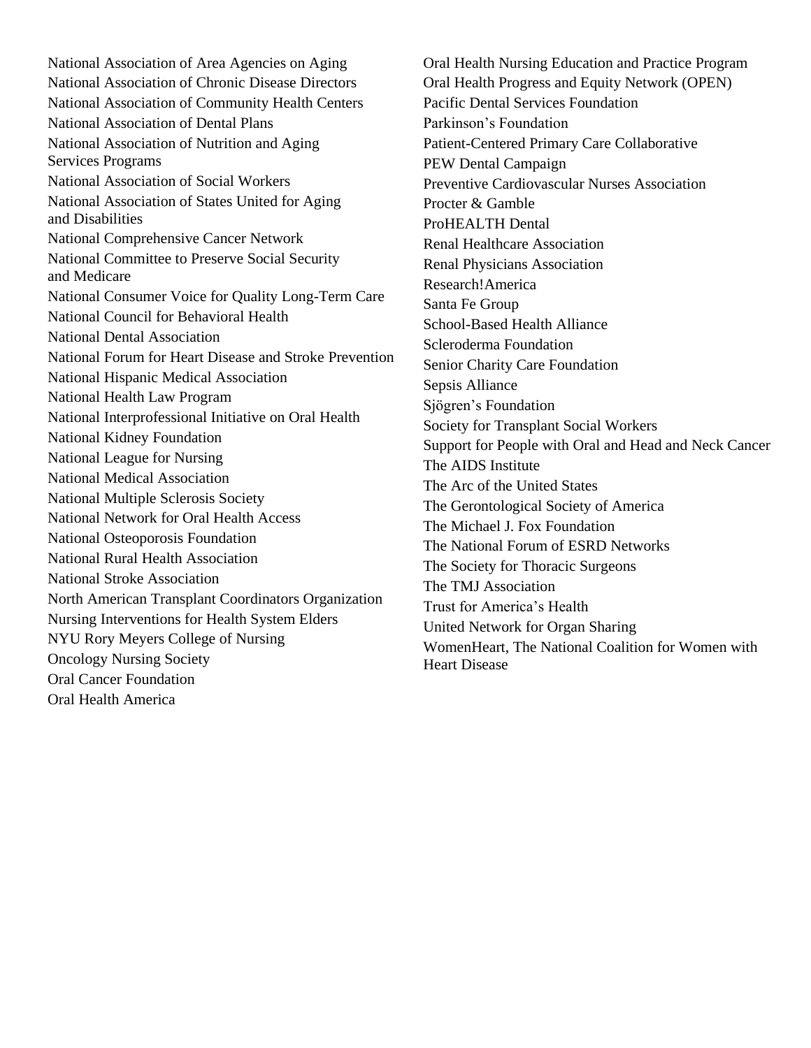National Association of Area Agencies on Aging
National Association of Chronic Disease Directors
National Association of Community Health Centers
National Association of Dental Plans
National Association of Nutrition and Aging Services Programs
National Association of Social Workers
National Association of States United for Aging and Disabilities
National Comprehensive Cancer Network
National Committee to Preserve Social Security and Medicare
National Consumer Voice for Quality Long-Term Care
National Council for Behavioral Health
National Dental Association
National Forum for Heart Disease and Stroke Prevention
National Hispanic Medical Association
National Health Law Program
National Interprofessional Initiative on Oral Health
National Kidney Foundation
National League for Nursing
National Medical Association
National Multiple Sclerosis Society
National Network for Oral Health Access
National Osteoporosis Foundation
National Rural Health Association
National Stroke Association
North American Transplant Coordinators Organization
Nursing Interventions for Health System Elders
NYU Rory Meyers College of Nursing
Oncology Nursing Society
Oral Cancer Foundation
Oral Health America
Oral Health Nursing Education and Practice Program
Oral Health Progress and Equity Network (OPEN)
Pacific Dental Services Foundation
Parkinson's Foundation
Patient-Centered Primary Care Collaborative
PEW Dental Campaign
Preventive Cardiovascular Nurses Association
Procter & Gamble
ProHEALTH Dental
Renal Healthcare Association
Renal Physicians Association
Research!America
Santa Fe Group
School-Based Health Alliance
Scleroderma Foundation
Senior Charity Care Foundation
Sepsis Alliance
Sjögren's Foundation
Society for Transplant Social Workers
Support for People with Oral and Head and Neck Cancer
The AIDS Institute
The Arc of the United States
The Gerontological Society of America
The Michael J. Fox Foundation
The National Forum of ESRD Networks
The Society for Thoracic Surgeons
The TMJ Association
Trust for America's Health
United Network for Organ Sharing
WomenHeart, The National Coalition for Women with Heart Disease